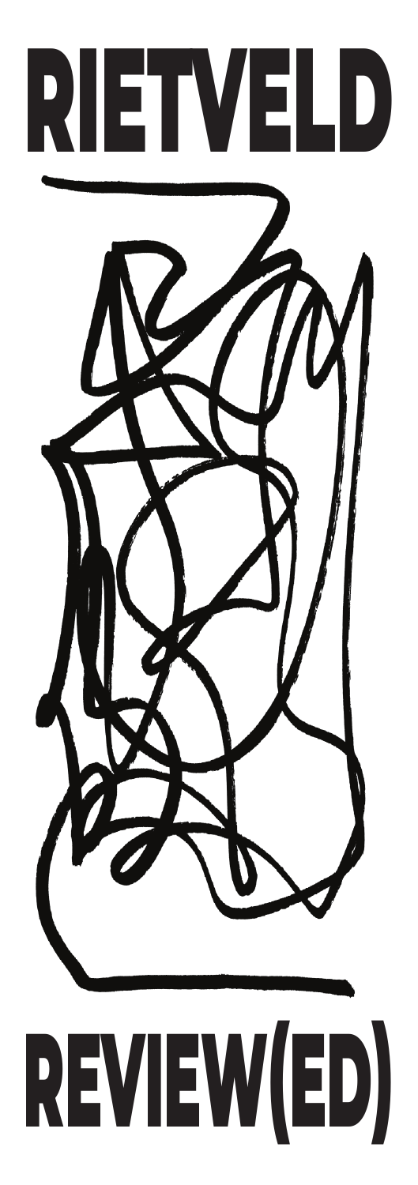# RIETVELD

# REVIEW(ED)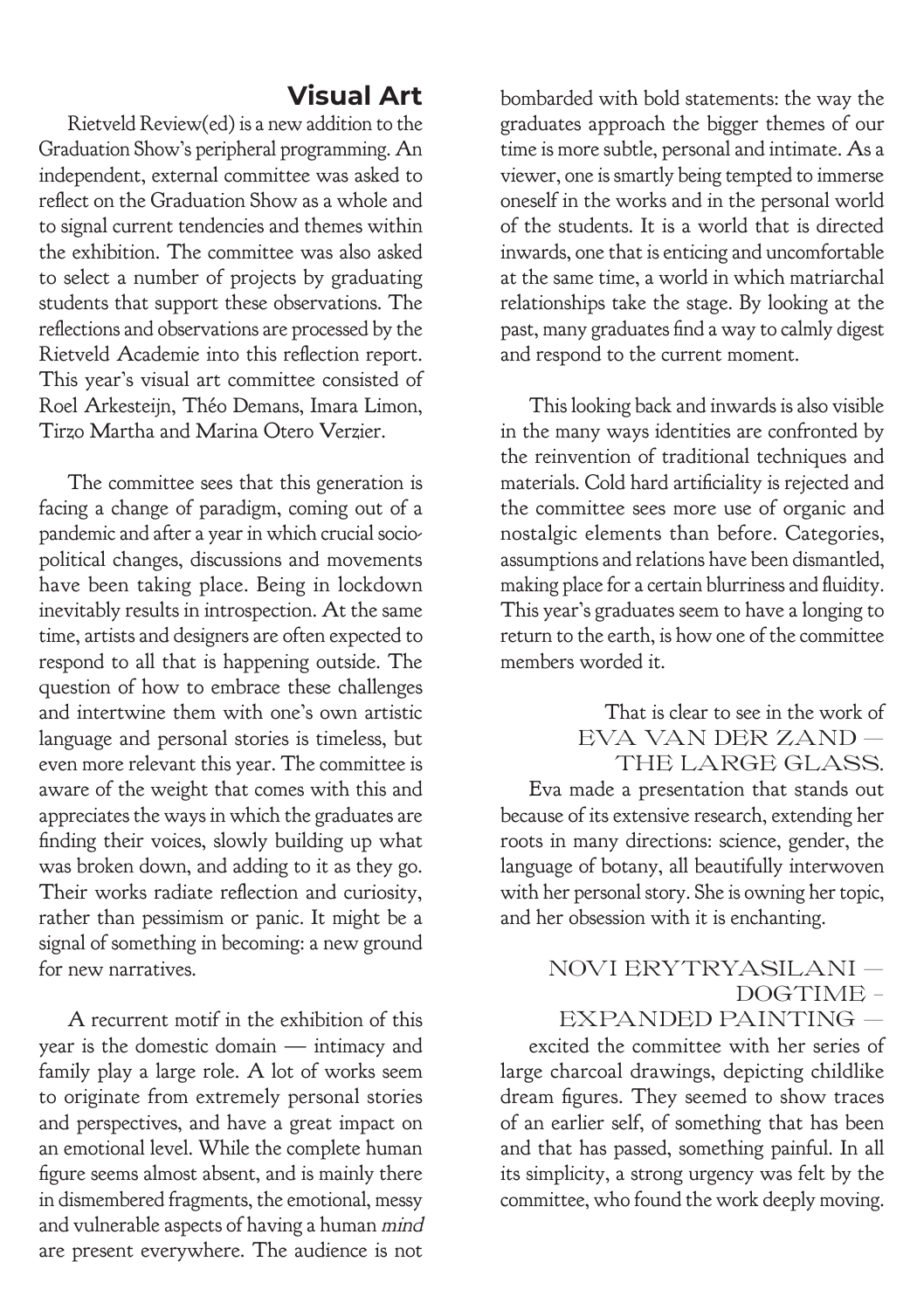## Visual Art

Rietveld Review(ed) is a new addition to the Graduation Show's peripheral programming. An independent, external committee was asked to reflect on the Graduation Show as a whole and to signal current tendencies and themes within the exhibition. The committee was also asked to select a number of projects by graduating students that support these observations. The reflections and observations are processed by the Rietveld Academie into this reflection report. This year's visual art committee consisted of Roel Arkesteijn, Théo Demans, Imara Limon, Tirzo Martha and Marina Otero Verzier.

The committee sees that this generation is facing a change of paradigm, coming out of a pandemic and after a year in which crucial socio-political changes, discussions and movements have been taking place. Being in lockdown inevitably results in introspection. At the same time, artists and designers are often expected to respond to all that is happening outside. The question of how to embrace these challenges and intertwine them with one's own artistic language and personal stories is timeless, but even more relevant this year. The committee is aware of the weight that comes with this and appreciates the ways in which the graduates are finding their voices, slowly building up what was broken down, and adding to it as they go. Their works radiate reflection and curiosity, rather than pessimism or panic. It might be a signal of something in becoming: a new ground for new narratives.

A recurrent motif in the exhibition of this year is the domestic domain — intimacy and family play a large role. A lot of works seem to originate from extremely personal stories and perspectives, and have a great impact on an emotional level. While the complete human figure seems almost absent, and is mainly there in dismembered fragments, the emotional, messy and vulnerable aspects of having a human *mind* are present everywhere. The audience is not bombarded with bold statements: the way the graduates approach the bigger themes of our time is more subtle, personal and intimate. As a viewer, one is smartly being tempted to immerse oneself in the works and in the personal world of the students. It is a world that is directed inwards, one that is enticing and uncomfortable at the same time, a world in which matriarchal relationships take the stage. By looking at the past, many graduates find a way to calmly digest and respond to the current moment.

This looking back and inwards is also visible in the many ways identities are confronted by the reinvention of traditional techniques and materials. Cold hard artificiality is rejected and the committee sees more use of organic and nostalgic elements than before. Categories, assumptions and relations have been dismantled, making place for a certain blurriness and fluidity. This year's graduates seem to have a longing to return to the earth, is how one of the committee members worded it.

That is clear to see in the work of EVA VAN DER ZAND — THE LARGE GLASS.

Eva made a presentation that stands out because of its extensive research, extending her roots in many directions: science, gender, the language of botany, all beautifully interwoven with her personal story. She is owning her topic, and her obsession with it is enchanting.

NOVI ERYTRYASILANI — DOGTIME - EXPANDED PAINTING —

excited the committee with her series of large charcoal drawings, depicting childlike dream figures. They seemed to show traces of an earlier self, of something that has been and that has passed, something painful. In all its simplicity, a strong urgency was felt by the committee, who found the work deeply moving.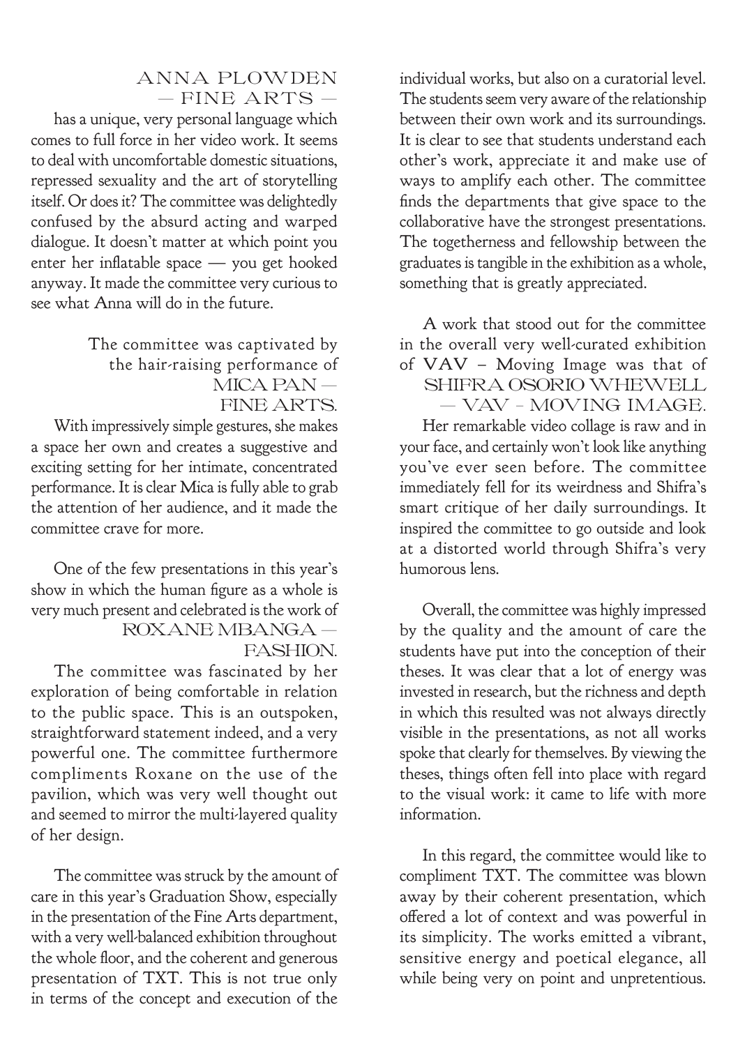**ANNA PLOWDEN — FINE ARTS —** has a unique, very personal language which comes to full force in her video work. It seems to deal with uncomfortable domestic situations, repressed sexuality and the art of storytelling itself. Or does it? The committee was delightedly confused by the absurd acting and warped dialogue. It doesn't matter at which point you enter her inflatable space — you get hooked anyway. It made the committee very curious to see what Anna will do in the future.

The committee was captivated by the hair-raising performance of **MICA PAN — FINE ARTS.** With impressively simple gestures, she makes a space her own and creates a suggestive and exciting setting for her intimate, concentrated performance. It is clear Mica is fully able to grab the attention of her audience, and it made the committee crave for more.

One of the few presentations in this year's show in which the human figure as a whole is very much present and celebrated is the work of **ROXANE MBANGA — FASHION.** The committee was fascinated by her exploration of being comfortable in relation to the public space. This is an outspoken, straightforward statement indeed, and a very powerful one. The committee furthermore compliments Roxane on the use of the pavilion, which was very well thought out and seemed to mirror the multi-layered quality of her design.

The committee was struck by the amount of care in this year's Graduation Show, especially in the presentation of the Fine Arts department, with a very well-balanced exhibition throughout the whole floor, and the coherent and generous presentation of TXT. This is not true only in terms of the concept and execution of the individual works, but also on a curatorial level. The students seem very aware of the relationship between their own work and its surroundings. It is clear to see that students understand each other's work, appreciate it and make use of ways to amplify each other. The committee finds the departments that give space to the collaborative have the strongest presentations. The togetherness and fellowship between the graduates is tangible in the exhibition as a whole, something that is greatly appreciated.

A work that stood out for the committee in the overall very well-curated exhibition of VAV – Moving Image was that of **SHIFRA OSORIO WHEWELL — VAV - MOVING IMAGE.** Her remarkable video collage is raw and in your face, and certainly won't look like anything you've ever seen before. The committee immediately fell for its weirdness and Shifra's smart critique of her daily surroundings. It inspired the committee to go outside and look at a distorted world through Shifra's very humorous lens.

Overall, the committee was highly impressed by the quality and the amount of care the students have put into the conception of their theses. It was clear that a lot of energy was invested in research, but the richness and depth in which this resulted was not always directly visible in the presentations, as not all works spoke that clearly for themselves. By viewing the theses, things often fell into place with regard to the visual work: it came to life with more information.

In this regard, the committee would like to compliment TXT. The committee was blown away by their coherent presentation, which offered a lot of context and was powerful in its simplicity. The works emitted a vibrant, sensitive energy and poetical elegance, all while being very on point and unpretentious.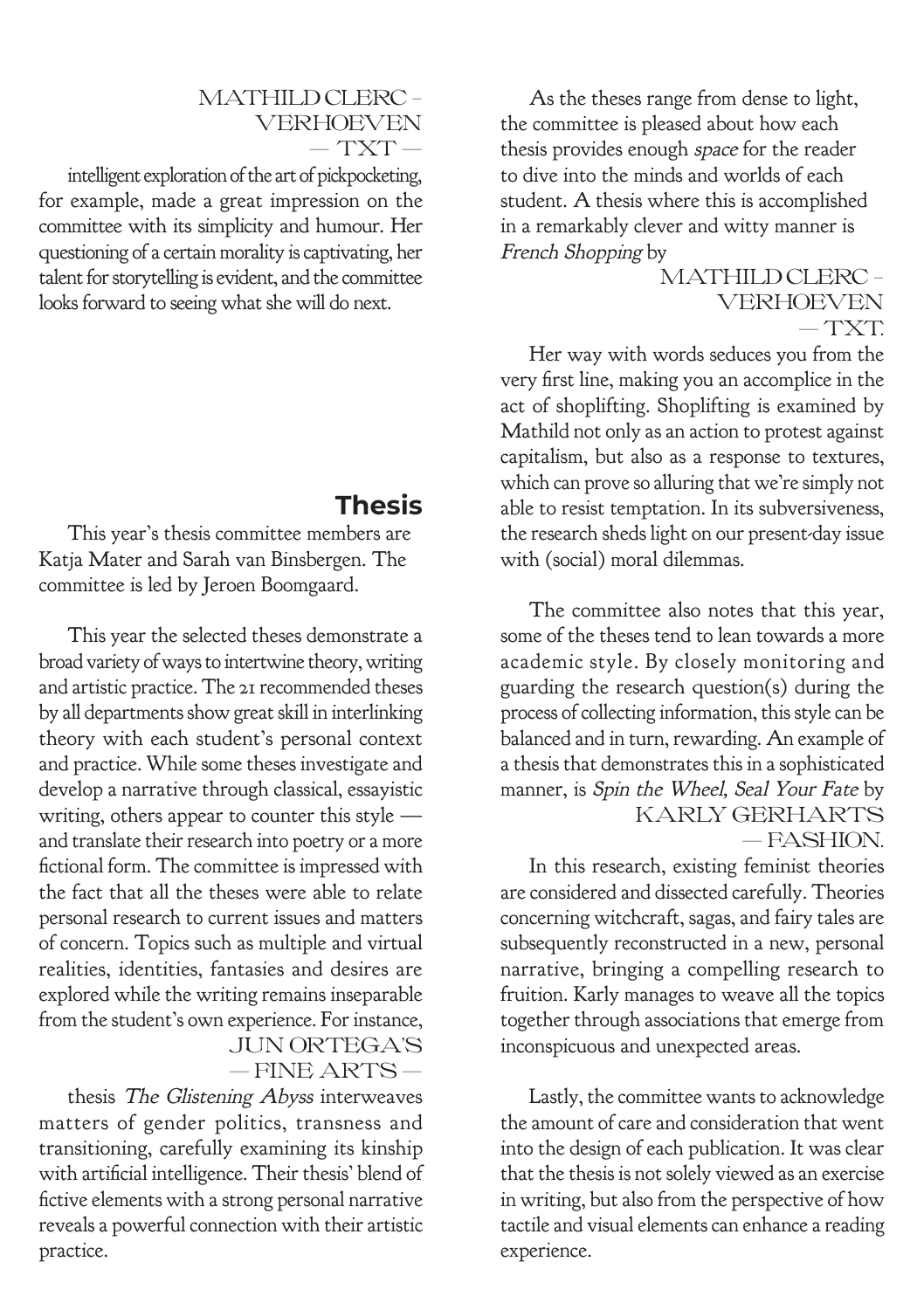MATHILD CLERC - VERHOEVEN — TXT —

intelligent exploration of the art of pickpocketing, for example, made a great impression on the committee with its simplicity and humour. Her questioning of a certain morality is captivating, her talent for storytelling is evident, and the committee looks forward to seeing what she will do next.

## Thesis

This year's thesis committee members are Katja Mater and Sarah van Binsbergen. The committee is led by Jeroen Boomgaard.

This year the selected theses demonstrate a broad variety of ways to intertwine theory, writing and artistic practice. The 21 recommended theses by all departments show great skill in interlinking theory with each student's personal context and practice. While some theses investigate and develop a narrative through classical, essayistic writing, others appear to counter this style — and translate their research into poetry or a more fictional form. The committee is impressed with the fact that all the theses were able to relate personal research to current issues and matters of concern. Topics such as multiple and virtual realities, identities, fantasies and desires are explored while the writing remains inseparable from the student's own experience. For instance, JUN ORTEGA'S — FINE ARTS — thesis *The Glistening Abyss* interweaves matters of gender politics, transness and transitioning, carefully examining its kinship with artificial intelligence. Their thesis' blend of fictive elements with a strong personal narrative reveals a powerful connection with their artistic practice.

As the theses range from dense to light, the committee is pleased about how each thesis provides enough *space* for the reader to dive into the minds and worlds of each student. A thesis where this is accomplished in a remarkably clever and witty manner is *French Shopping* by MATHILD CLERC - VERHOEVEN — TXT.

Her way with words seduces you from the very first line, making you an accomplice in the act of shoplifting. Shoplifting is examined by Mathild not only as an action to protest against capitalism, but also as a response to textures, which can prove so alluring that we're simply not able to resist temptation. In its subversiveness, the research sheds light on our present-day issue with (social) moral dilemmas.

The committee also notes that this year, some of the theses tend to lean towards a more academic style. By closely monitoring and guarding the research question(s) during the process of collecting information, this style can be balanced and in turn, rewarding. An example of a thesis that demonstrates this in a sophisticated manner, is *Spin the Wheel, Seal Your Fate* by KARLY GERHARTS — FASHION.

In this research, existing feminist theories are considered and dissected carefully. Theories concerning witchcraft, sagas, and fairy tales are subsequently reconstructed in a new, personal narrative, bringing a compelling research to fruition. Karly manages to weave all the topics together through associations that emerge from inconspicuous and unexpected areas.

Lastly, the committee wants to acknowledge the amount of care and consideration that went into the design of each publication. It was clear that the thesis is not solely viewed as an exercise in writing, but also from the perspective of how tactile and visual elements can enhance a reading experience.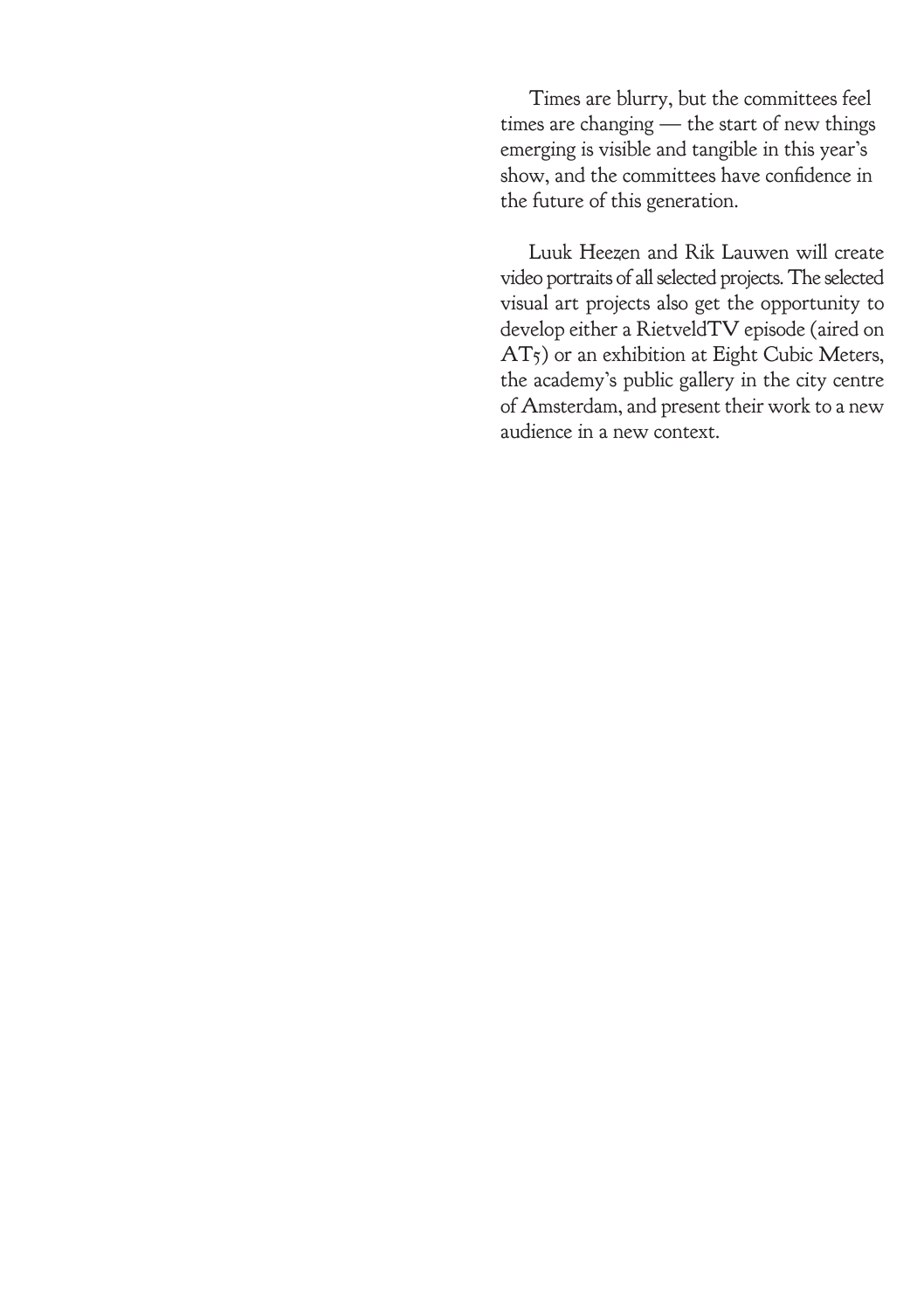Times are blurry, but the committees feel times are changing — the start of new things emerging is visible and tangible in this year's show, and the committees have confidence in the future of this generation.

Luuk Heezen and Rik Lauwen will create video portraits of all selected projects. The selected visual art projects also get the opportunity to develop either a RietveldTV episode (aired on AT5) or an exhibition at Eight Cubic Meters, the academy's public gallery in the city centre of Amsterdam, and present their work to a new audience in a new context.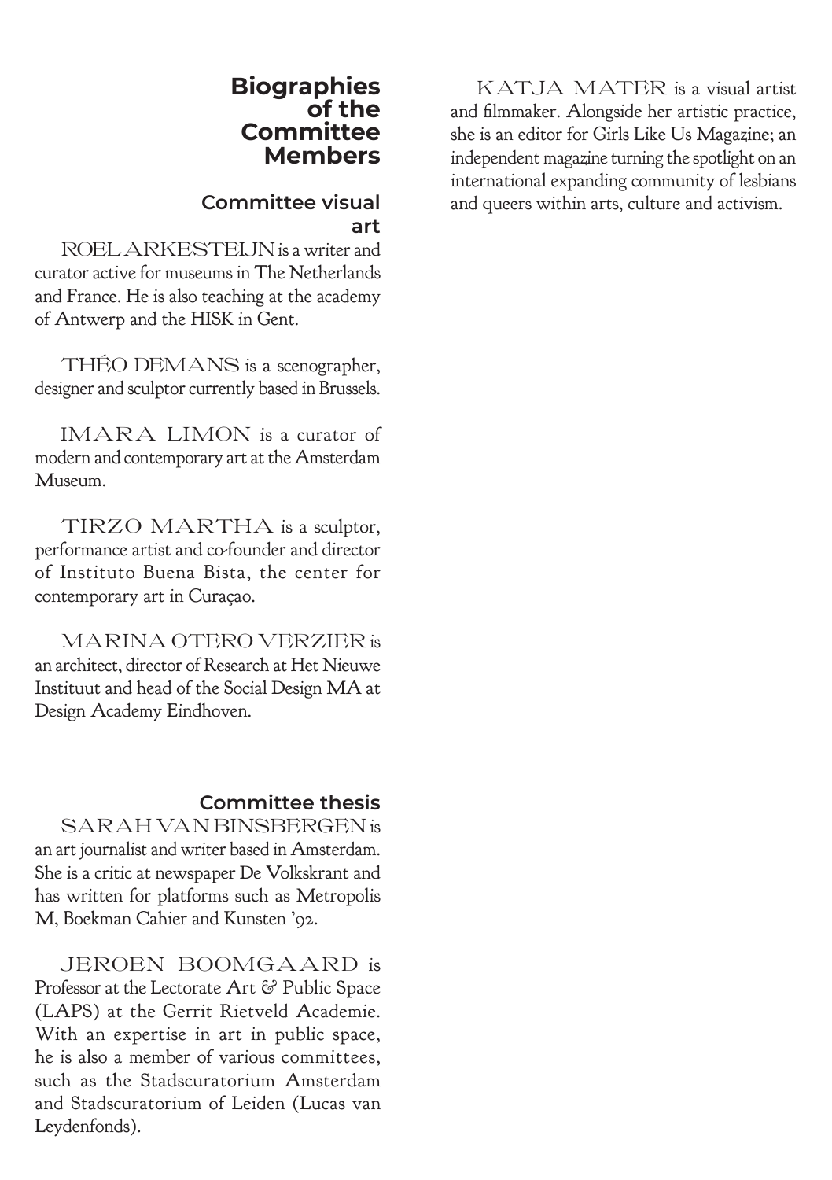# Biographies of the Committee Members

## Committee visual art

ROEL ARKESTEIJN is a writer and curator active for museums in The Netherlands and France. He is also teaching at the academy of Antwerp and the HISK in Gent.

THÉO DEMANS is a scenographer, designer and sculptor currently based in Brussels.

IMARA LIMON is a curator of modern and contemporary art at the Amsterdam Museum.

TIRZO MARTHA is a sculptor, performance artist and co-founder and director of Instituto Buena Bista, the center for contemporary art in Curaçao.

MARINA OTERO VERZIER is an architect, director of Research at Het Nieuwe Instituut and head of the Social Design MA at Design Academy Eindhoven.

## Committee thesis

SARAH VAN BINSBERGEN is an art journalist and writer based in Amsterdam. She is a critic at newspaper De Volkskrant and has written for platforms such as Metropolis M, Boekman Cahier and Kunsten '92.

JEROEN BOOMGAARD is Professor at the Lectorate Art & Public Space (LAPS) at the Gerrit Rietveld Academie. With an expertise in art in public space, he is also a member of various committees, such as the Stadscuratorium Amsterdam and Stadscuratorium of Leiden (Lucas van Leydenfonds).

KATJA MATER is a visual artist and filmmaker. Alongside her artistic practice, she is an editor for Girls Like Us Magazine; an independent magazine turning the spotlight on an international expanding community of lesbians and queers within arts, culture and activism.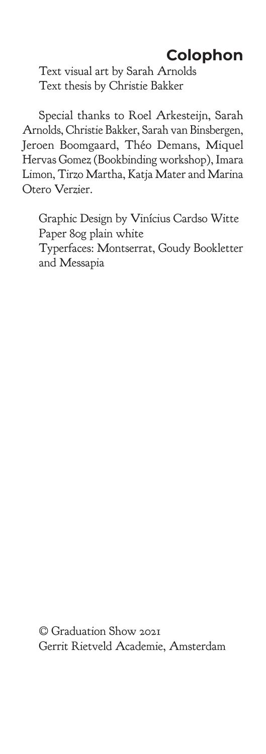## Colophon

Text visual art by Sarah Arnolds
Text thesis by Christie Bakker

Special thanks to Roel Arkesteijn, Sarah Arnolds, Christie Bakker, Sarah van Binsbergen, Jeroen Boomgaard, Théo Demans, Miquel Hervas Gomez (Bookbinding workshop), Imara Limon, Tirzo Martha, Katja Mater and Marina Otero Verzier.

Graphic Design by Vinícius Cardso Witte
Paper 80g plain white
Typerfaces: Montserrat, Goudy Bookletter and Messapia

© Graduation Show 2021
Gerrit Rietveld Academie, Amsterdam